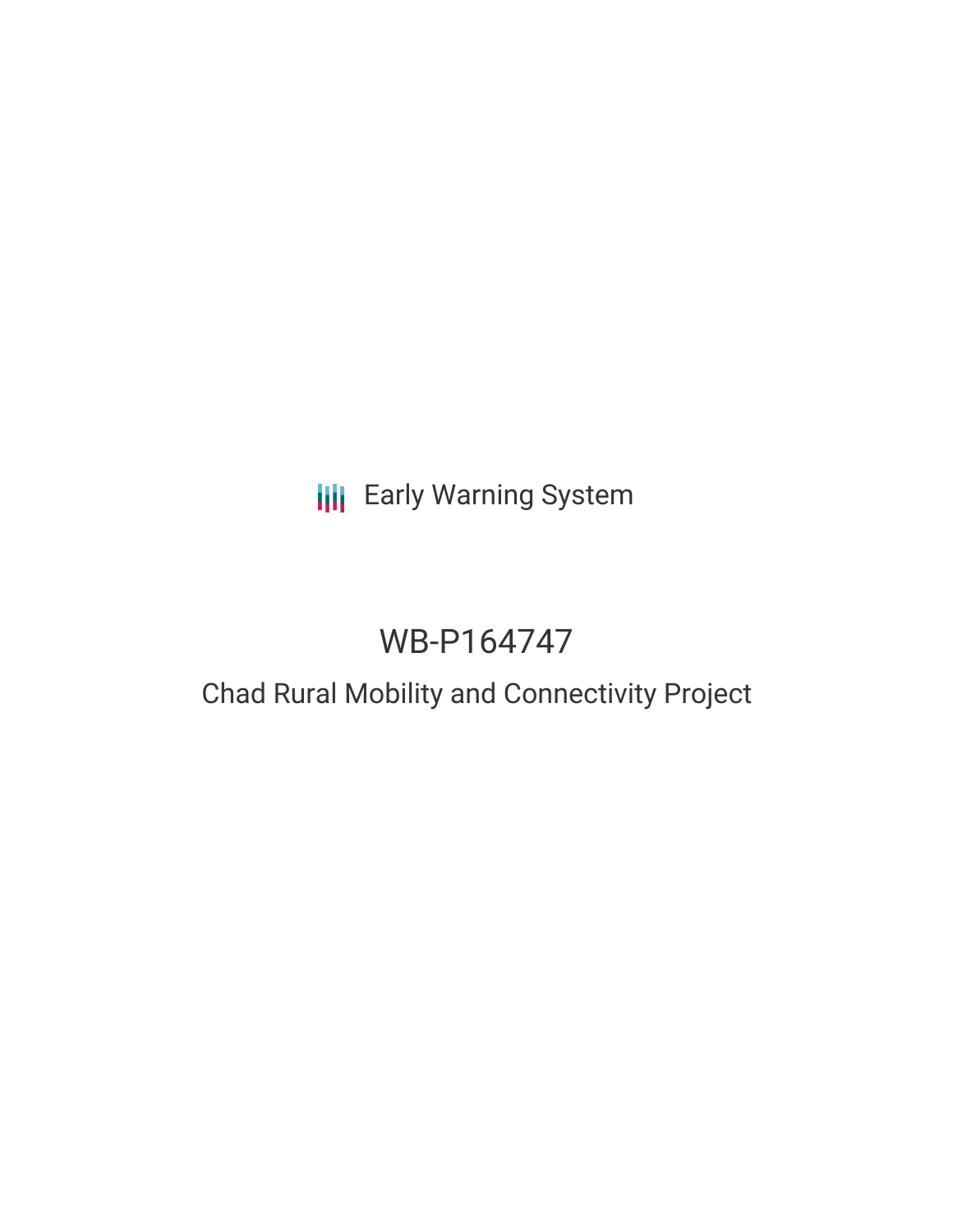Early Warning System

# WB-P164747

## Chad Rural Mobility and Connectivity Project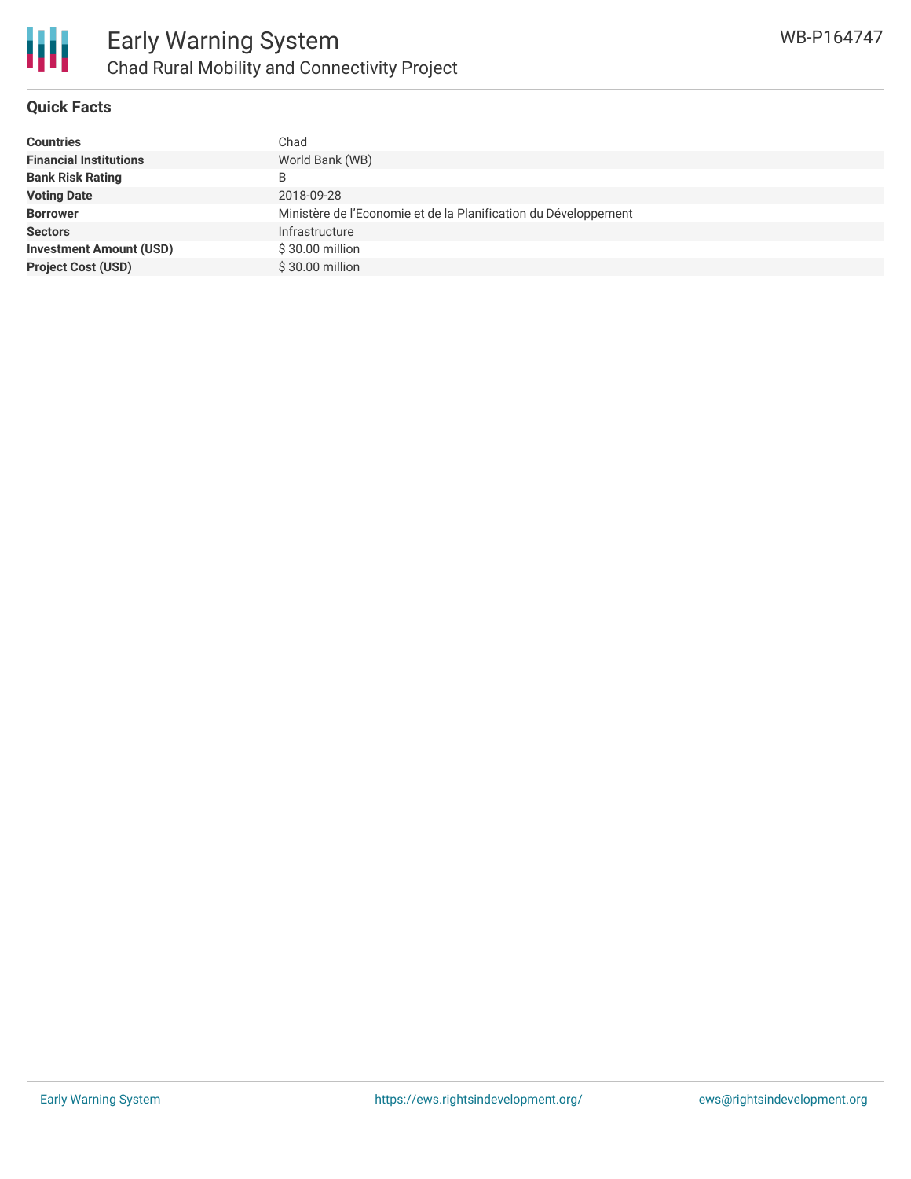## Quick Facts

| | |
|---|---|
| **Countries** | Chad |
| **Financial Institutions** | World Bank (WB) |
| **Bank Risk Rating** | B |
| **Voting Date** | 2018-09-28 |
| **Borrower** | Ministère de l’Economie et de la Planification du Développement |
| **Sectors** | Infrastructure |
| **Investment Amount (USD)** | $ 30.00 million |
| **Project Cost (USD)** | $ 30.00 million |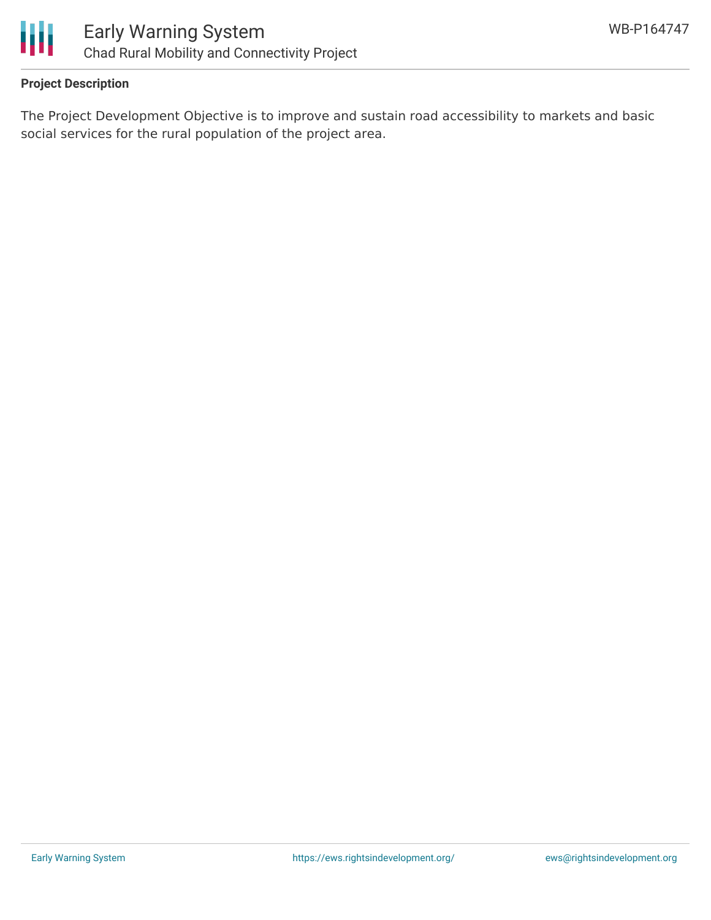**Project Description**

The Project Development Objective is to improve and sustain road accessibility to markets and basic social services for the rural population of the project area.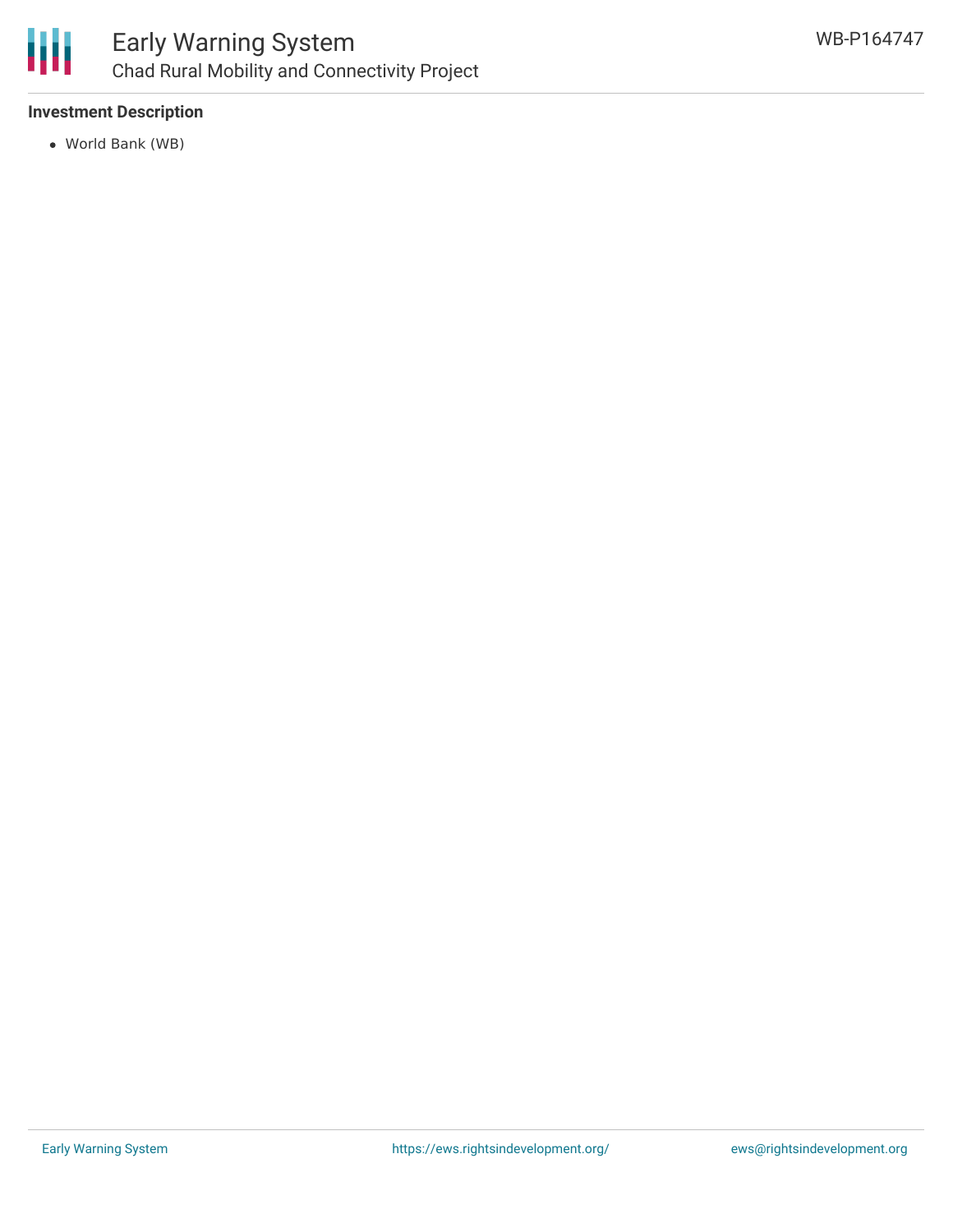### Investment Description

- World Bank (WB)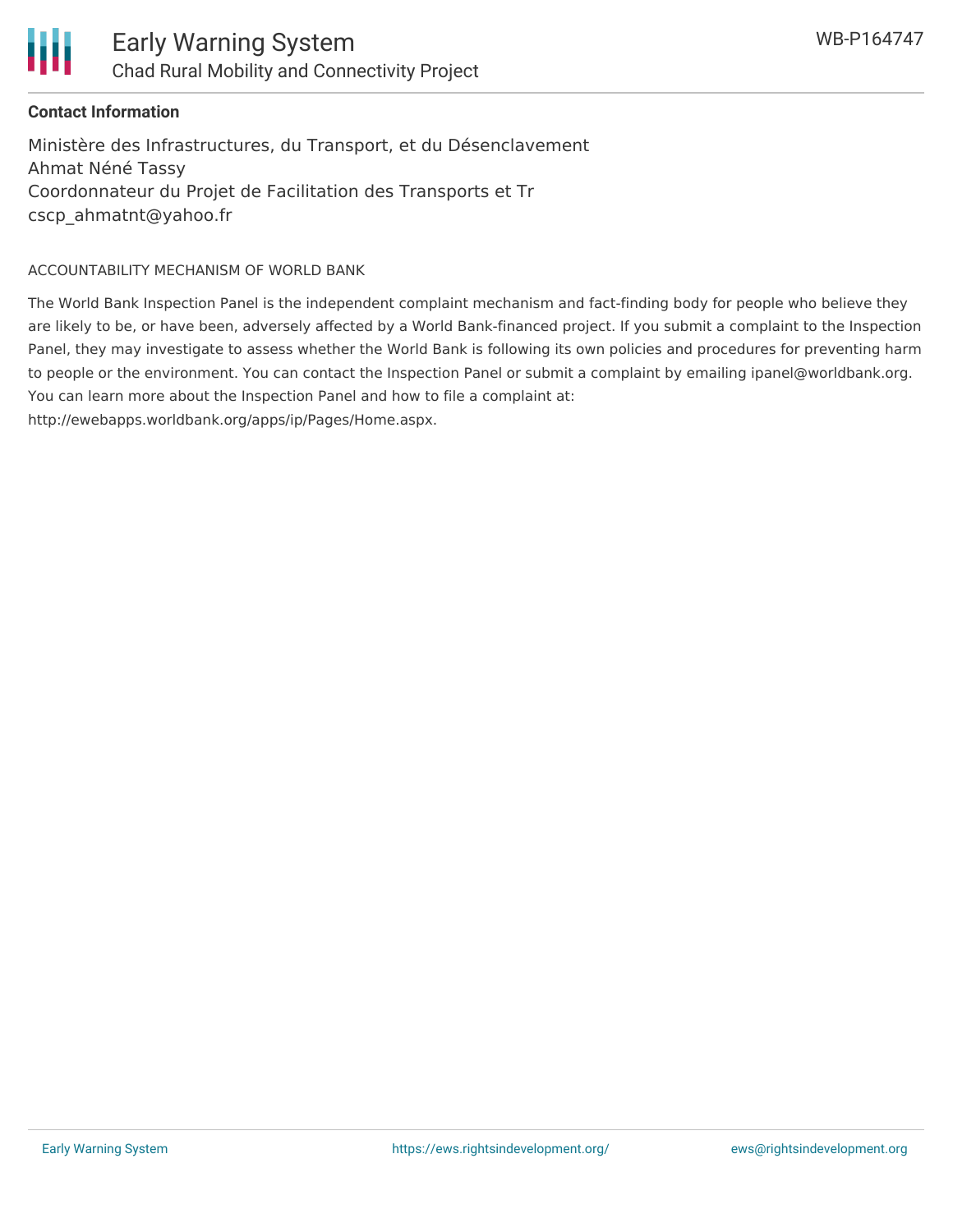**Contact Information**

Ministère des Infrastructures, du Transport, et du Désenclavement
Ahmat Néné Tassy
Coordonnateur du Projet de Facilitation des Transports et Tr
cscp_ahmatnt@yahoo.fr

ACCOUNTABILITY MECHANISM OF WORLD BANK

The World Bank Inspection Panel is the independent complaint mechanism and fact-finding body for people who believe they are likely to be, or have been, adversely affected by a World Bank-financed project. If you submit a complaint to the Inspection Panel, they may investigate to assess whether the World Bank is following its own policies and procedures for preventing harm to people or the environment. You can contact the Inspection Panel or submit a complaint by emailing ipanel@worldbank.org. You can learn more about the Inspection Panel and how to file a complaint at: http://ewebapps.worldbank.org/apps/ip/Pages/Home.aspx.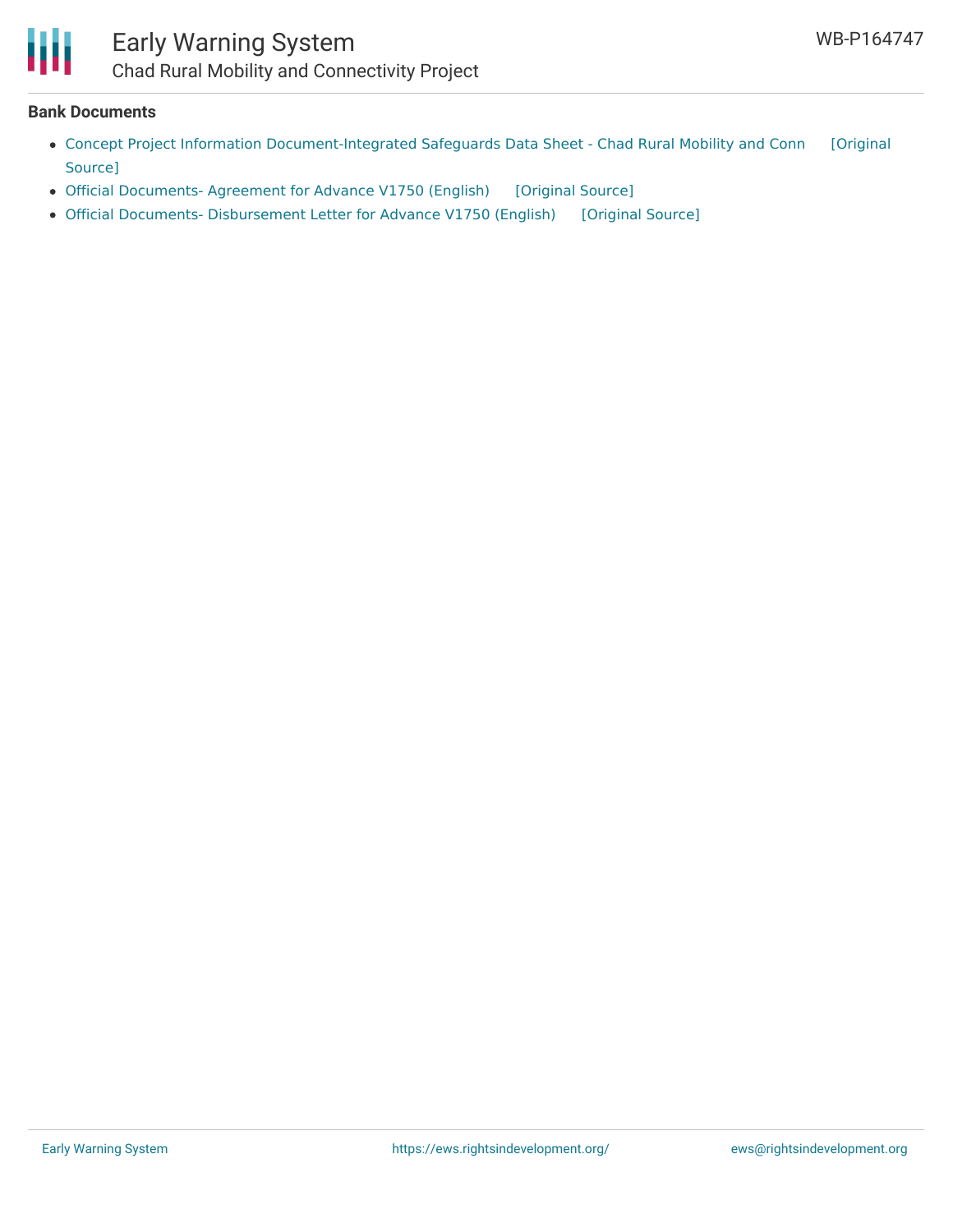**Bank Documents**

- Concept Project Information Document-Integrated Safeguards Data Sheet - Chad Rural Mobility and Conn [Original Source]
- Official Documents- Agreement for Advance V1750 (English) [Original Source]
- Official Documents- Disbursement Letter for Advance V1750 (English) [Original Source]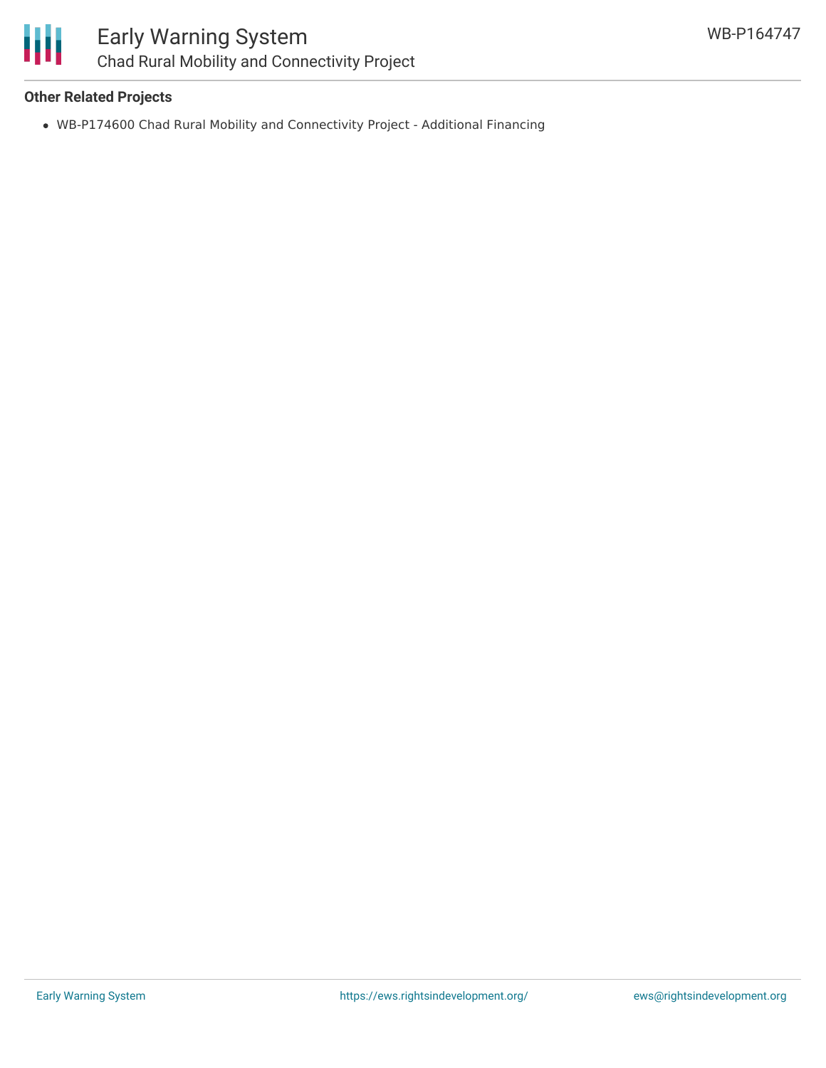**Other Related Projects**

- WB-P174600 Chad Rural Mobility and Connectivity Project - Additional Financing